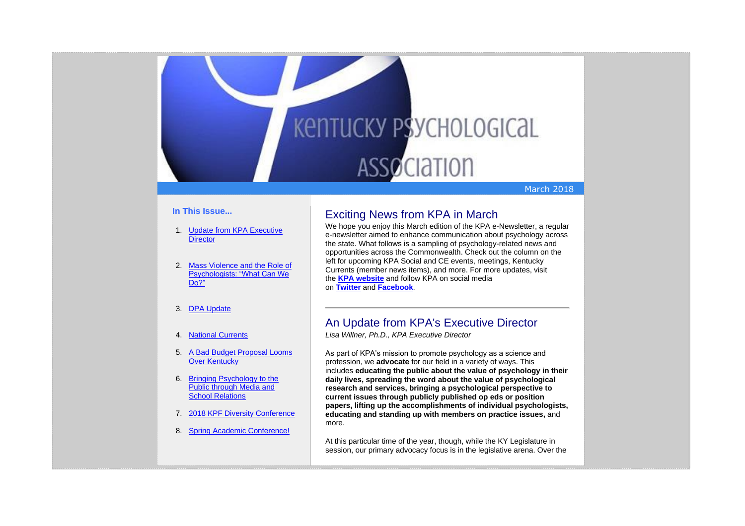# Kentucky Psychological Association

March 2018

**In This Issue...**

1. Update from KPA Executive Director
2. Mass Violence and the Role of Psychologists: "What Can We Do?"
3. DPA Update
4. National Currents
5. A Bad Budget Proposal Looms Over Kentucky
6. Bringing Psychology to the Public through Media and School Relations
7. 2018 KPF Diversity Conference
8. Spring Academic Conference!

## Exciting News from KPA in March

We hope you enjoy this March edition of the KPA e-Newsletter, a regular e-newsletter aimed to enhance communication about psychology across the state. What follows is a sampling of psychology-related news and opportunities across the Commonwealth. Check out the column on the left for upcoming KPA Social and CE events, meetings, Kentucky Currents (member news items), and more. For more updates, visit the **KPA website** and follow KPA on social media on **Twitter** and **Facebook**.

---

## An Update from KPA's Executive Director

*Lisa Willner, Ph.D., KPA Executive Director*

As part of KPA's mission to promote psychology as a science and profession, we **advocate** for our field in a variety of ways. This includes **educating the public about the value of psychology in their daily lives, spreading the word about the value of psychological research and services, bringing a psychological perspective to current issues through publicly published op eds or position papers, lifting up the accomplishments of individual psychologists, educating and standing up with members on practice issues,** and more.

At this particular time of the year, though, while the KY Legislature in session, our primary advocacy focus is in the legislative arena. Over the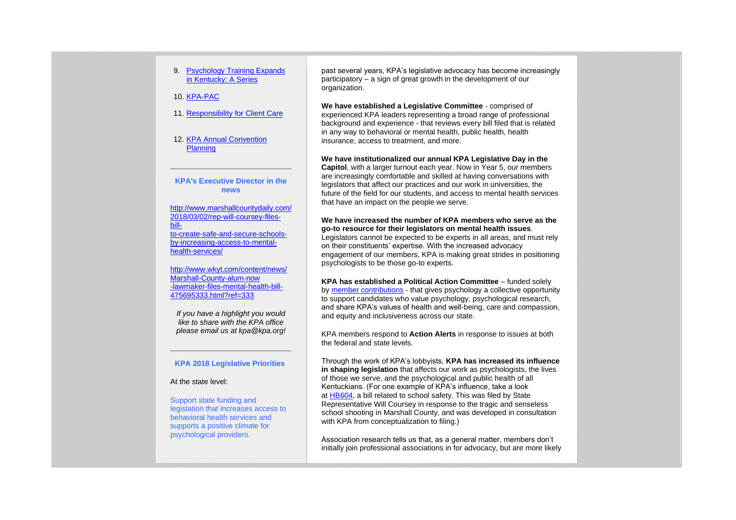9. [Psychology Training Expands in Kentucky: A Series]
10. [KPA-PAC]
11. [Responsibility for Client Care]
12. [KPA Annual Convention Planning]

---

### KPA's Executive Director in the news

http://www.marshallcountydaily.com/2018/03/02/rep-will-coursey-files-bill-to-create-safe-and-secure-schools-by-increasing-access-to-mental-health-services/

http://www.wkyt.com/content/news/Marshall-County-alum-now-lawmaker-files-mental-health-bill-475695333.html?ref=333

*If you have a highlight you would like to share with the KPA office please email us at kpa@kpa.org!*

---

### KPA 2018 Legislative Priorities

At the state level:

Support state funding and legislation that increases access to behavioral health services and supports a positive climate for psychological providers.

---

past several years, KPA's legislative advocacy has become increasingly participatory – a sign of great growth in the development of our organization.

**We have established a Legislative Committee** - comprised of experienced KPA leaders representing a broad range of professional background and experience - that reviews every bill filed that is related in any way to behavioral or mental health, public health, health insurance, access to treatment, and more.

**We have institutionalized our annual KPA Legislative Day in the Capitol**, with a larger turnout each year. Now in Year 5, our members are increasingly comfortable and skilled at having conversations with legislators that affect our practices and our work in universities, the future of the field for our students, and access to mental health services that have an impact on the people we serve.

**We have increased the number of KPA members who serve as the go-to resource for their legislators on mental health issues**. Legislators cannot be expected to be experts in all areas, and must rely on their constituents' expertise. With the increased advocacy engagement of our members, KPA is making great strides in positioning psychologists to be those go-to experts.

**KPA has established a Political Action Committee** – funded solely by [member contributions] - that gives psychology a collective opportunity to support candidates who value psychology, psychological research, and share KPA's values of health and well-being, care and compassion, and equity and inclusiveness across our state.

KPA members respond to **Action Alerts** in response to issues at both the federal and state levels.

Through the work of KPA's lobbyists, **KPA has increased its influence in shaping legislation** that affects our work as psychologists, the lives of those we serve, and the psychological and public health of all Kentuckians. (For one example of KPA's influence, take a look at [HB604], a bill related to school safety. This was filed by State Representative Will Coursey in response to the tragic and senseless school shooting in Marshall County, and was developed in consultation with KPA from conceptualization to filing.)

Association research tells us that, as a general matter, members don't initially join professional associations in for advocacy, but are more likely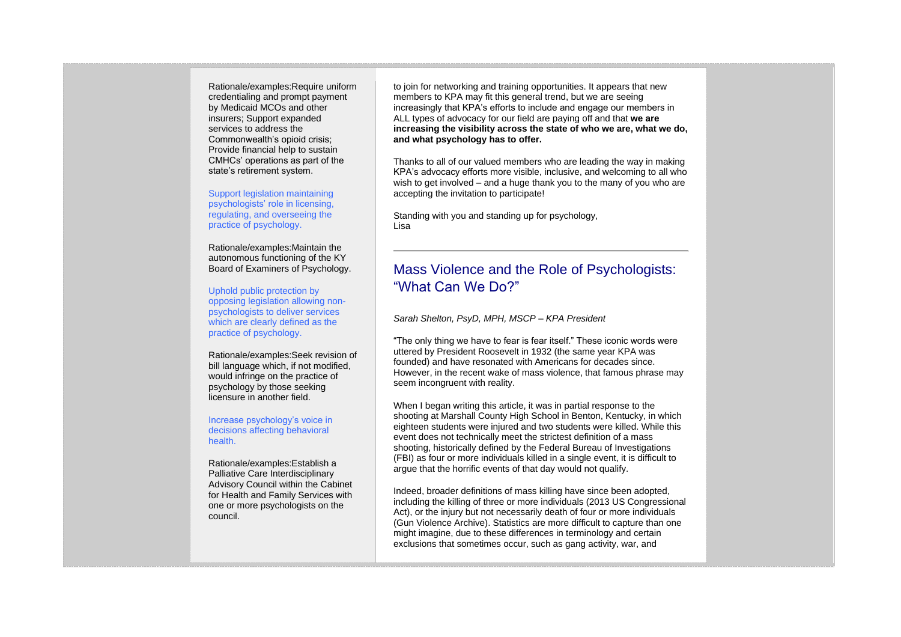Rationale/examples:Require uniform credentialing and prompt payment by Medicaid MCOs and other insurers; Support expanded services to address the Commonwealth's opioid crisis; Provide financial help to sustain CMHCs' operations as part of the state's retirement system.

Support legislation maintaining psychologists' role in licensing, regulating, and overseeing the practice of psychology.

Rationale/examples:Maintain the autonomous functioning of the KY Board of Examiners of Psychology.

Uphold public protection by opposing legislation allowing non-psychologists to deliver services which are clearly defined as the practice of psychology.

Rationale/examples:Seek revision of bill language which, if not modified, would infringe on the practice of psychology by those seeking licensure in another field.

Increase psychology's voice in decisions affecting behavioral health.

Rationale/examples:Establish a Palliative Care Interdisciplinary Advisory Council within the Cabinet for Health and Family Services with one or more psychologists on the council.

to join for networking and training opportunities. It appears that new members to KPA may fit this general trend, but we are seeing increasingly that KPA's efforts to include and engage our members in ALL types of advocacy for our field are paying off and that **we are increasing the visibility across the state of who we are, what we do, and what psychology has to offer.**

Thanks to all of our valued members who are leading the way in making KPA's advocacy efforts more visible, inclusive, and welcoming to all who wish to get involved – and a huge thank you to the many of you who are accepting the invitation to participate!

Standing with you and standing up for psychology,
Lisa

---

## Mass Violence and the Role of Psychologists: "What Can We Do?"

*Sarah Shelton, PsyD, MPH, MSCP – KPA President*

"The only thing we have to fear is fear itself." These iconic words were uttered by President Roosevelt in 1932 (the same year KPA was founded) and have resonated with Americans for decades since. However, in the recent wake of mass violence, that famous phrase may seem incongruent with reality.

When I began writing this article, it was in partial response to the shooting at Marshall County High School in Benton, Kentucky, in which eighteen students were injured and two students were killed. While this event does not technically meet the strictest definition of a mass shooting, historically defined by the Federal Bureau of Investigations (FBI) as four or more individuals killed in a single event, it is difficult to argue that the horrific events of that day would not qualify.

Indeed, broader definitions of mass killing have since been adopted, including the killing of three or more individuals (2013 US Congressional Act), or the injury but not necessarily death of four or more individuals (Gun Violence Archive). Statistics are more difficult to capture than one might imagine, due to these differences in terminology and certain exclusions that sometimes occur, such as gang activity, war, and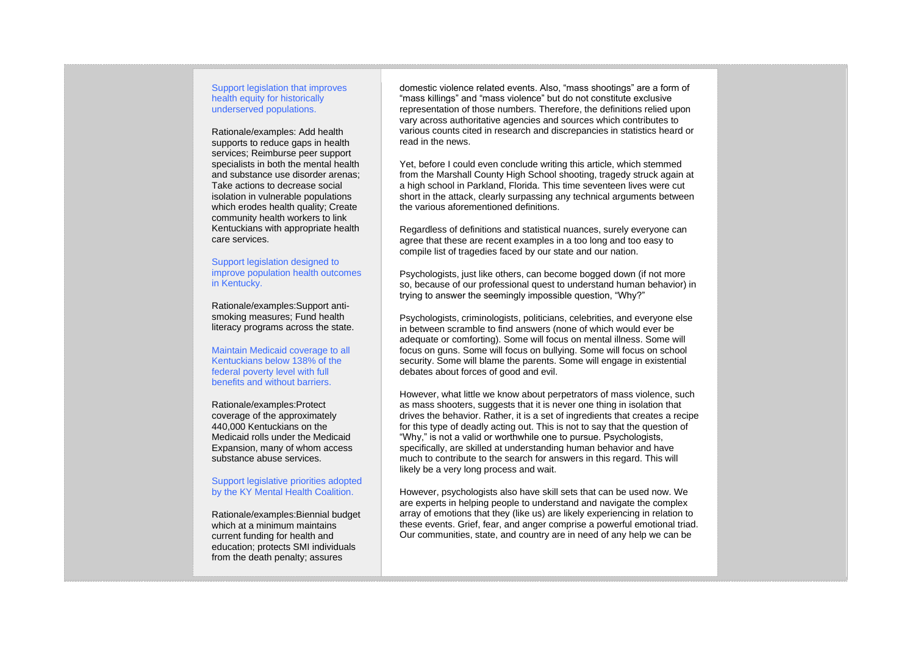Support legislation that improves health equity for historically underserved populations.

Rationale/examples: Add health supports to reduce gaps in health services; Reimburse peer support specialists in both the mental health and substance use disorder arenas; Take actions to decrease social isolation in vulnerable populations which erodes health quality; Create community health workers to link Kentuckians with appropriate health care services.

Support legislation designed to improve population health outcomes in Kentucky.

Rationale/examples:Support anti-smoking measures; Fund health literacy programs across the state.

Maintain Medicaid coverage to all Kentuckians below 138% of the federal poverty level with full benefits and without barriers.

Rationale/examples:Protect coverage of the approximately 440,000 Kentuckians on the Medicaid rolls under the Medicaid Expansion, many of whom access substance abuse services.

Support legislative priorities adopted by the KY Mental Health Coalition.

Rationale/examples:Biennial budget which at a minimum maintains current funding for health and education; protects SMI individuals from the death penalty; assures

domestic violence related events. Also, “mass shootings” are a form of “mass killings” and “mass violence” but do not constitute exclusive representation of those numbers. Therefore, the definitions relied upon vary across authoritative agencies and sources which contributes to various counts cited in research and discrepancies in statistics heard or read in the news.

Yet, before I could even conclude writing this article, which stemmed from the Marshall County High School shooting, tragedy struck again at a high school in Parkland, Florida. This time seventeen lives were cut short in the attack, clearly surpassing any technical arguments between the various aforementioned definitions.

Regardless of definitions and statistical nuances, surely everyone can agree that these are recent examples in a too long and too easy to compile list of tragedies faced by our state and our nation.

Psychologists, just like others, can become bogged down (if not more so, because of our professional quest to understand human behavior) in trying to answer the seemingly impossible question, “Why?”

Psychologists, criminologists, politicians, celebrities, and everyone else in between scramble to find answers (none of which would ever be adequate or comforting). Some will focus on mental illness. Some will focus on guns. Some will focus on bullying. Some will focus on school security. Some will blame the parents. Some will engage in existential debates about forces of good and evil.

However, what little we know about perpetrators of mass violence, such as mass shooters, suggests that it is never one thing in isolation that drives the behavior. Rather, it is a set of ingredients that creates a recipe for this type of deadly acting out. This is not to say that the question of “Why,” is not a valid or worthwhile one to pursue. Psychologists, specifically, are skilled at understanding human behavior and have much to contribute to the search for answers in this regard. This will likely be a very long process and wait.

However, psychologists also have skill sets that can be used now. We are experts in helping people to understand and navigate the complex array of emotions that they (like us) are likely experiencing in relation to these events. Grief, fear, and anger comprise a powerful emotional triad. Our communities, state, and country are in need of any help we can be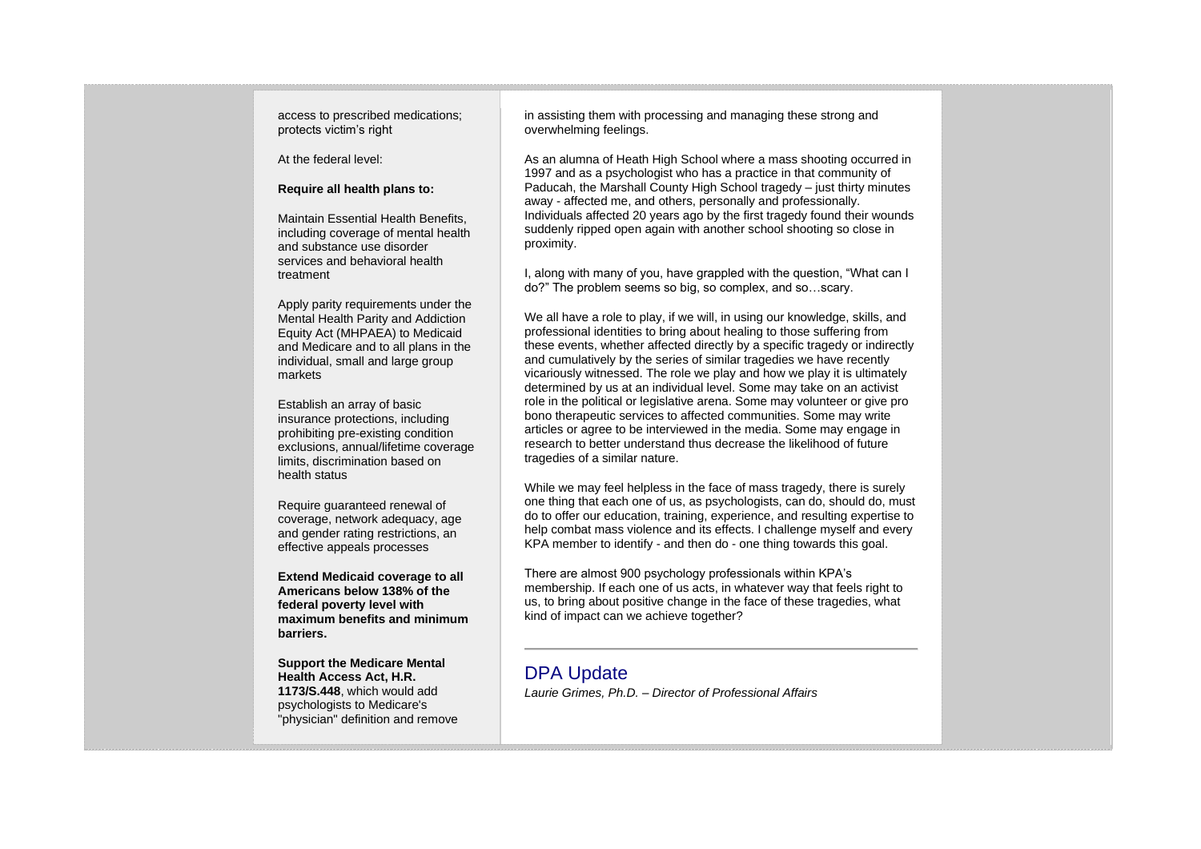access to prescribed medications; protects victim's right

At the federal level:

**Require all health plans to:**

Maintain Essential Health Benefits, including coverage of mental health and substance use disorder services and behavioral health treatment

Apply parity requirements under the Mental Health Parity and Addiction Equity Act (MHPAEA) to Medicaid and Medicare and to all plans in the individual, small and large group markets

Establish an array of basic insurance protections, including prohibiting pre-existing condition exclusions, annual/lifetime coverage limits, discrimination based on health status

Require guaranteed renewal of coverage, network adequacy, age and gender rating restrictions, an effective appeals processes

**Extend Medicaid coverage to all Americans below 138% of the federal poverty level with maximum benefits and minimum barriers.**

**Support the Medicare Mental Health Access Act, H.R. 1173/S.448**, which would add psychologists to Medicare's "physician" definition and remove

in assisting them with processing and managing these strong and overwhelming feelings.

As an alumna of Heath High School where a mass shooting occurred in 1997 and as a psychologist who has a practice in that community of Paducah, the Marshall County High School tragedy – just thirty minutes away - affected me, and others, personally and professionally. Individuals affected 20 years ago by the first tragedy found their wounds suddenly ripped open again with another school shooting so close in proximity.

I, along with many of you, have grappled with the question, "What can I do?" The problem seems so big, so complex, and so…scary.

We all have a role to play, if we will, in using our knowledge, skills, and professional identities to bring about healing to those suffering from these events, whether affected directly by a specific tragedy or indirectly and cumulatively by the series of similar tragedies we have recently vicariously witnessed. The role we play and how we play it is ultimately determined by us at an individual level. Some may take on an activist role in the political or legislative arena. Some may volunteer or give pro bono therapeutic services to affected communities. Some may write articles or agree to be interviewed in the media. Some may engage in research to better understand thus decrease the likelihood of future tragedies of a similar nature.

While we may feel helpless in the face of mass tragedy, there is surely one thing that each one of us, as psychologists, can do, should do, must do to offer our education, training, experience, and resulting expertise to help combat mass violence and its effects. I challenge myself and every KPA member to identify - and then do - one thing towards this goal.

There are almost 900 psychology professionals within KPA's membership. If each one of us acts, in whatever way that feels right to us, to bring about positive change in the face of these tragedies, what kind of impact can we achieve together?

---

## DPA Update

*Laurie Grimes, Ph.D. – Director of Professional Affairs*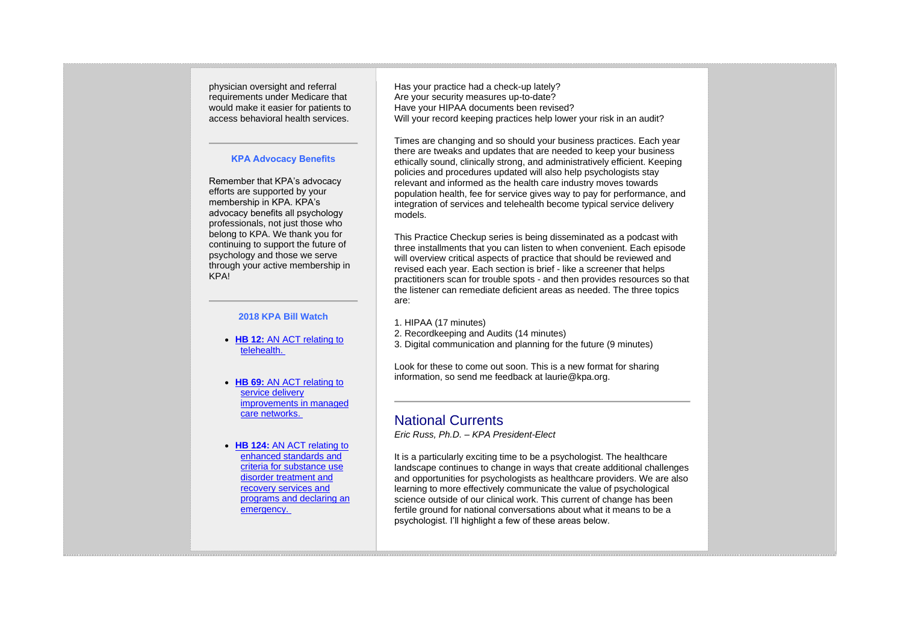physician oversight and referral requirements under Medicare that would make it easier for patients to access behavioral health services.

---

### KPA Advocacy Benefits

Remember that KPA's advocacy efforts are supported by your membership in KPA. KPA's advocacy benefits all psychology professionals, not just those who belong to KPA. We thank you for continuing to support the future of psychology and those we serve through your active membership in KPA!

---

### 2018 KPA Bill Watch

- **HB 12:** AN ACT relating to telehealth.
- **HB 69:** AN ACT relating to service delivery improvements in managed care networks.
- **HB 124:** AN ACT relating to enhanced standards and criteria for substance use disorder treatment and recovery services and programs and declaring an emergency.

Has your practice had a check-up lately?
Are your security measures up-to-date?
Have your HIPAA documents been revised?
Will your record keeping practices help lower your risk in an audit?

Times are changing and so should your business practices. Each year there are tweaks and updates that are needed to keep your business ethically sound, clinically strong, and administratively efficient. Keeping policies and procedures updated will also help psychologists stay relevant and informed as the health care industry moves towards population health, fee for service gives way to pay for performance, and integration of services and telehealth become typical service delivery models.

This Practice Checkup series is being disseminated as a podcast with three installments that you can listen to when convenient. Each episode will overview critical aspects of practice that should be reviewed and revised each year. Each section is brief - like a screener that helps practitioners scan for trouble spots - and then provides resources so that the listener can remediate deficient areas as needed. The three topics are:

1. HIPAA (17 minutes)
2. Recordkeeping and Audits (14 minutes)
3. Digital communication and planning for the future (9 minutes)

Look for these to come out soon. This is a new format for sharing information, so send me feedback at laurie@kpa.org.

---

## National Currents

*Eric Russ, Ph.D. – KPA President-Elect*

It is a particularly exciting time to be a psychologist. The healthcare landscape continues to change in ways that create additional challenges and opportunities for psychologists as healthcare providers. We are also learning to more effectively communicate the value of psychological science outside of our clinical work. This current of change has been fertile ground for national conversations about what it means to be a psychologist. I'll highlight a few of these areas below.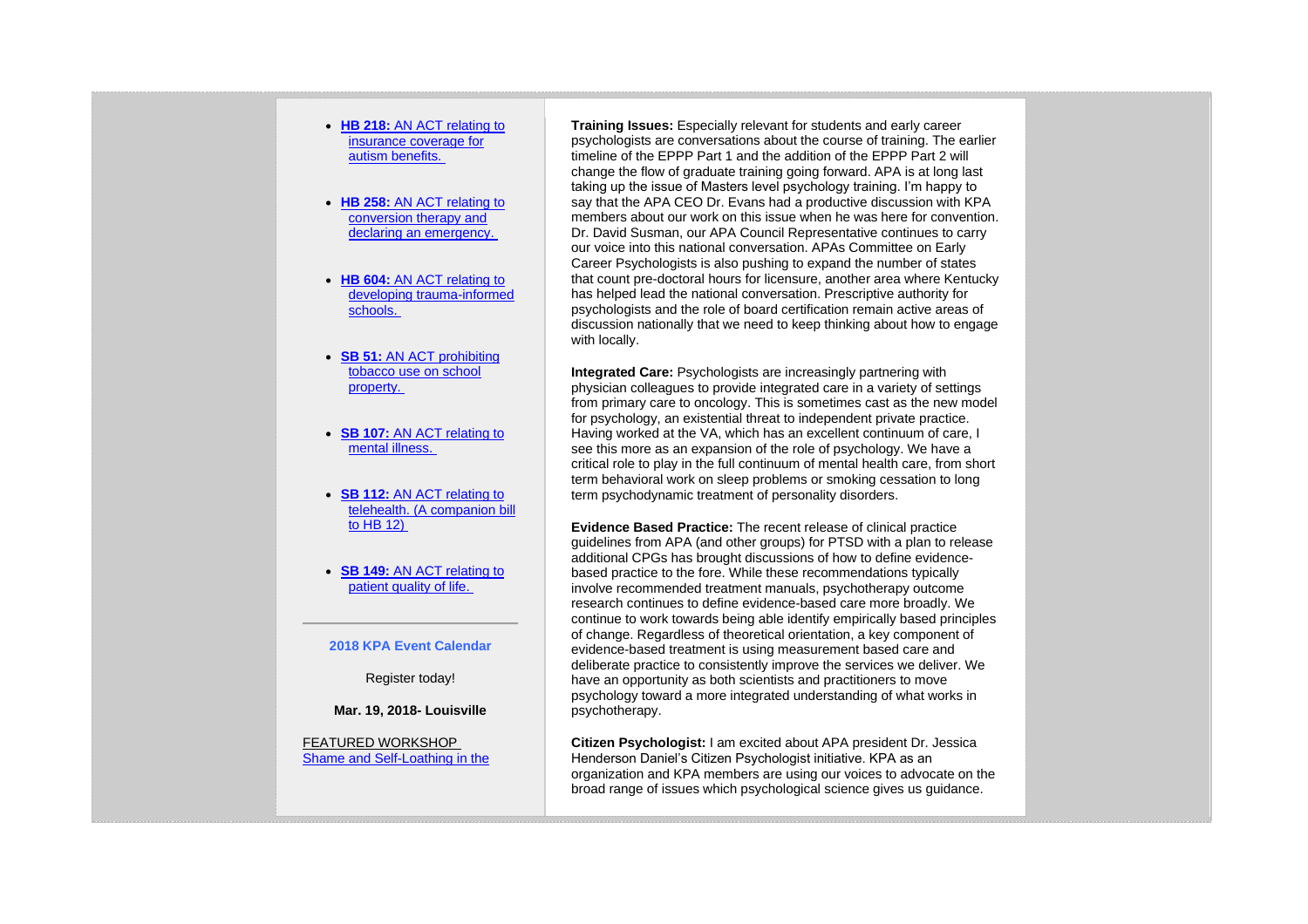- **HB 218:** AN ACT relating to insurance coverage for autism benefits.
- **HB 258:** AN ACT relating to conversion therapy and declaring an emergency.
- **HB 604:** AN ACT relating to developing trauma-informed schools.
- **SB 51:** AN ACT prohibiting tobacco use on school property.
- **SB 107:** AN ACT relating to mental illness.
- **SB 112:** AN ACT relating to telehealth. (A companion bill to HB 12)
- **SB 149:** AN ACT relating to patient quality of life.

---

**2018 KPA Event Calendar**

Register today!

**Mar. 19, 2018- Louisville**

FEATURED WORKSHOP
Shame and Self-Loathing in the

**Training Issues:** Especially relevant for students and early career psychologists are conversations about the course of training. The earlier timeline of the EPPP Part 1 and the addition of the EPPP Part 2 will change the flow of graduate training going forward. APA is at long last taking up the issue of Masters level psychology training. I'm happy to say that the APA CEO Dr. Evans had a productive discussion with KPA members about our work on this issue when he was here for convention. Dr. David Susman, our APA Council Representative continues to carry our voice into this national conversation. APAs Committee on Early Career Psychologists is also pushing to expand the number of states that count pre-doctoral hours for licensure, another area where Kentucky has helped lead the national conversation. Prescriptive authority for psychologists and the role of board certification remain active areas of discussion nationally that we need to keep thinking about how to engage with locally.

**Integrated Care:** Psychologists are increasingly partnering with physician colleagues to provide integrated care in a variety of settings from primary care to oncology. This is sometimes cast as the new model for psychology, an existential threat to independent private practice. Having worked at the VA, which has an excellent continuum of care, I see this more as an expansion of the role of psychology. We have a critical role to play in the full continuum of mental health care, from short term behavioral work on sleep problems or smoking cessation to long term psychodynamic treatment of personality disorders.

**Evidence Based Practice:** The recent release of clinical practice guidelines from APA (and other groups) for PTSD with a plan to release additional CPGs has brought discussions of how to define evidence-based practice to the fore. While these recommendations typically involve recommended treatment manuals, psychotherapy outcome research continues to define evidence-based care more broadly. We continue to work towards being able identify empirically based principles of change. Regardless of theoretical orientation, a key component of evidence-based treatment is using measurement based care and deliberate practice to consistently improve the services we deliver. We have an opportunity as both scientists and practitioners to move psychology toward a more integrated understanding of what works in psychotherapy.

**Citizen Psychologist:** I am excited about APA president Dr. Jessica Henderson Daniel's Citizen Psychologist initiative. KPA as an organization and KPA members are using our voices to advocate on the broad range of issues which psychological science gives us guidance.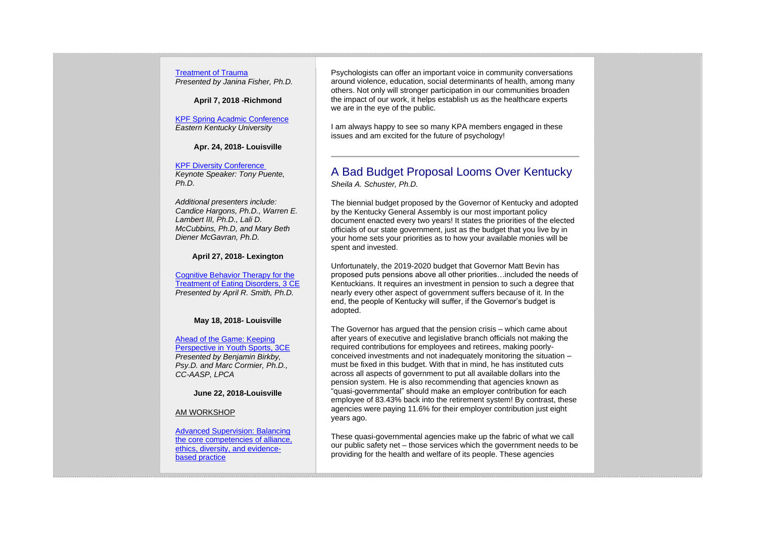Treatment of Trauma
*Presented by Janina Fisher, Ph.D.*

**April 7, 2018 -Richmond**

KPF Spring Acadmic Conference
*Eastern Kentucky University*

**Apr. 24, 2018- Louisville**

KPF Diversity Conference
*Keynote Speaker: Tony Puente, Ph.D.*

*Additional presenters include: Candice Hargons, Ph.D., Warren E. Lambert III, Ph.D., Lali D. McCubbins, Ph.D, and Mary Beth Diener McGavran, Ph.D.*

**April 27, 2018- Lexington**

Cognitive Behavior Therapy for the Treatment of Eating Disorders, 3 CE
*Presented by April R. Smith, Ph.D.*

**May 18, 2018- Louisville**

Ahead of the Game: Keeping Perspective in Youth Sports, 3CE
*Presented by Benjamin Birkby, Psy.D. and Marc Cormier, Ph.D., CC-AASP, LPCA*

**June 22, 2018-Louisville**

AM WORKSHOP

Advanced Supervision: Balancing the core competencies of alliance, ethics, diversity, and evidence-based practice

Psychologists can offer an important voice in community conversations around violence, education, social determinants of health, among many others. Not only will stronger participation in our communities broaden the impact of our work, it helps establish us as the healthcare experts we are in the eye of the public.

I am always happy to see so many KPA members engaged in these issues and am excited for the future of psychology!

---

## A Bad Budget Proposal Looms Over Kentucky

*Sheila A. Schuster, Ph.D.*

The biennial budget proposed by the Governor of Kentucky and adopted by the Kentucky General Assembly is our most important policy document enacted every two years! It states the priorities of the elected officials of our state government, just as the budget that you live by in your home sets your priorities as to how your available monies will be spent and invested.

Unfortunately, the 2019-2020 budget that Governor Matt Bevin has proposed puts pensions above all other priorities…included the needs of Kentuckians. It requires an investment in pension to such a degree that nearly every other aspect of government suffers because of it. In the end, the people of Kentucky will suffer, if the Governor's budget is adopted.

The Governor has argued that the pension crisis – which came about after years of executive and legislative branch officials not making the required contributions for employees and retirees, making poorly-conceived investments and not inadequately monitoring the situation – must be fixed in this budget. With that in mind, he has instituted cuts across all aspects of government to put all available dollars into the pension system. He is also recommending that agencies known as "quasi-governmental" should make an employer contribution for each employee of 83.43% back into the retirement system! By contrast, these agencies were paying 11.6% for their employer contribution just eight years ago.

These quasi-governmental agencies make up the fabric of what we call our public safety net – those services which the government needs to be providing for the health and welfare of its people. These agencies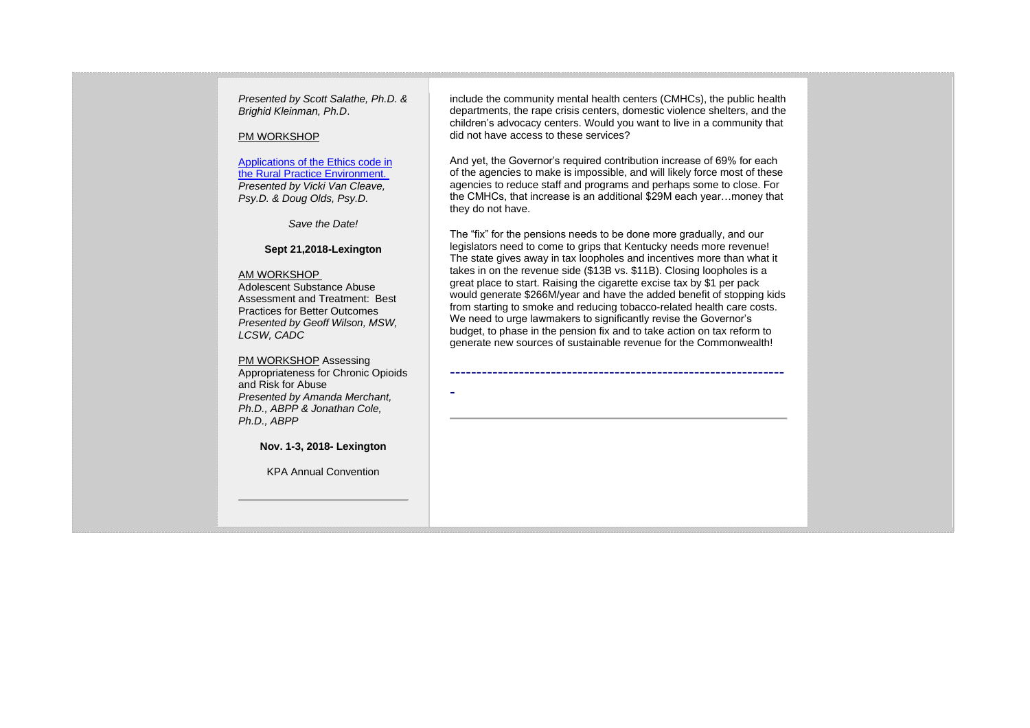*Presented by Scott Salathe, Ph.D. & Brighid Kleinman, Ph.D*.

PM WORKSHOP

[Applications of the Ethics code in the Rural Practice Environment.](#)
*Presented by Vicki Van Cleave, Psy.D. & Doug Olds, Psy.D.*

*Save the Date!*

**Sept 21,2018-Lexington**

AM WORKSHOP
Adolescent Substance Abuse Assessment and Treatment: Best Practices for Better Outcomes
*Presented by Geoff Wilson, MSW, LCSW, CADC*

PM WORKSHOP Assessing Appropriateness for Chronic Opioids and Risk for Abuse
*Presented by Amanda Merchant, Ph.D., ABPP & Jonathan Cole, Ph.D., ABPP*

**Nov. 1-3, 2018- Lexington**

KPA Annual Convention

---

include the community mental health centers (CMHCs), the public health departments, the rape crisis centers, domestic violence shelters, and the children's advocacy centers. Would you want to live in a community that did not have access to these services?

And yet, the Governor's required contribution increase of 69% for each of the agencies to make is impossible, and will likely force most of these agencies to reduce staff and programs and perhaps some to close. For the CMHCs, that increase is an additional $29M each year…money that they do not have.

The "fix" for the pensions needs to be done more gradually, and our legislators need to come to grips that Kentucky needs more revenue! The state gives away in tax loopholes and incentives more than what it takes in on the revenue side ($13B vs. $11B). Closing loopholes is a great place to start. Raising the cigarette excise tax by $1 per pack would generate $266M/year and have the added benefit of stopping kids from starting to smoke and reducing tobacco-related health care costs. We need to urge lawmakers to significantly revise the Governor's budget, to phase in the pension fix and to take action on tax reform to generate new sources of sustainable revenue for the Commonwealth!

---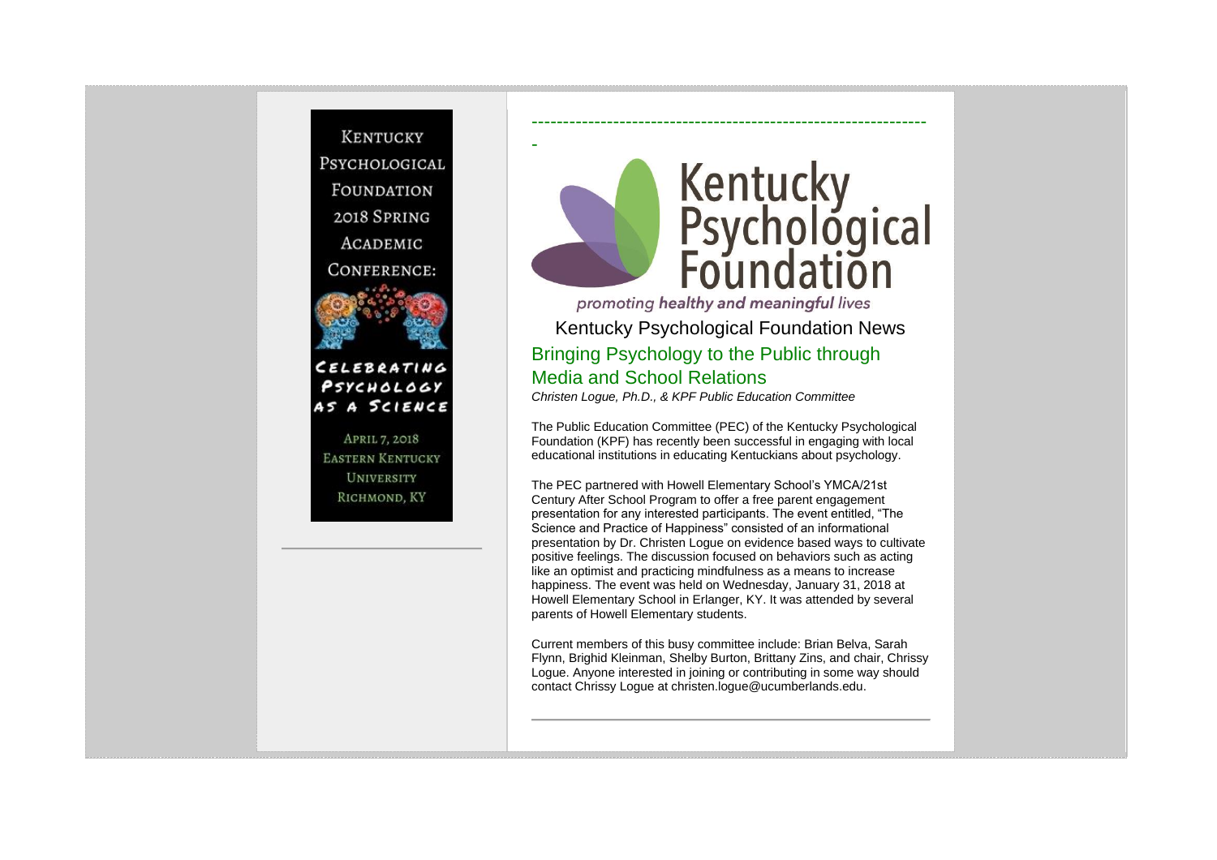KENTUCKY PSYCHOLOGICAL FOUNDATION 2018 SPRING ACADEMIC CONFERENCE:

CELEBRATING PSYCHOLOGY AS A SCIENCE

APRIL 7, 2018
EASTERN KENTUCKY UNIVERSITY
RICHMOND, KY

---

Kentucky Psychological Foundation

*promoting healthy and meaningful lives*

## Kentucky Psychological Foundation News

### Bringing Psychology to the Public through Media and School Relations

*Christen Logue, Ph.D., & KPF Public Education Committee*

The Public Education Committee (PEC) of the Kentucky Psychological Foundation (KPF) has recently been successful in engaging with local educational institutions in educating Kentuckians about psychology.

The PEC partnered with Howell Elementary School's YMCA/21st Century After School Program to offer a free parent engagement presentation for any interested participants. The event entitled, "The Science and Practice of Happiness" consisted of an informational presentation by Dr. Christen Logue on evidence based ways to cultivate positive feelings. The discussion focused on behaviors such as acting like an optimist and practicing mindfulness as a means to increase happiness. The event was held on Wednesday, January 31, 2018 at Howell Elementary School in Erlanger, KY. It was attended by several parents of Howell Elementary students.

Current members of this busy committee include: Brian Belva, Sarah Flynn, Brighid Kleinman, Shelby Burton, Brittany Zins, and chair, Chrissy Logue. Anyone interested in joining or contributing in some way should contact Chrissy Logue at christen.logue@ucumberlands.edu.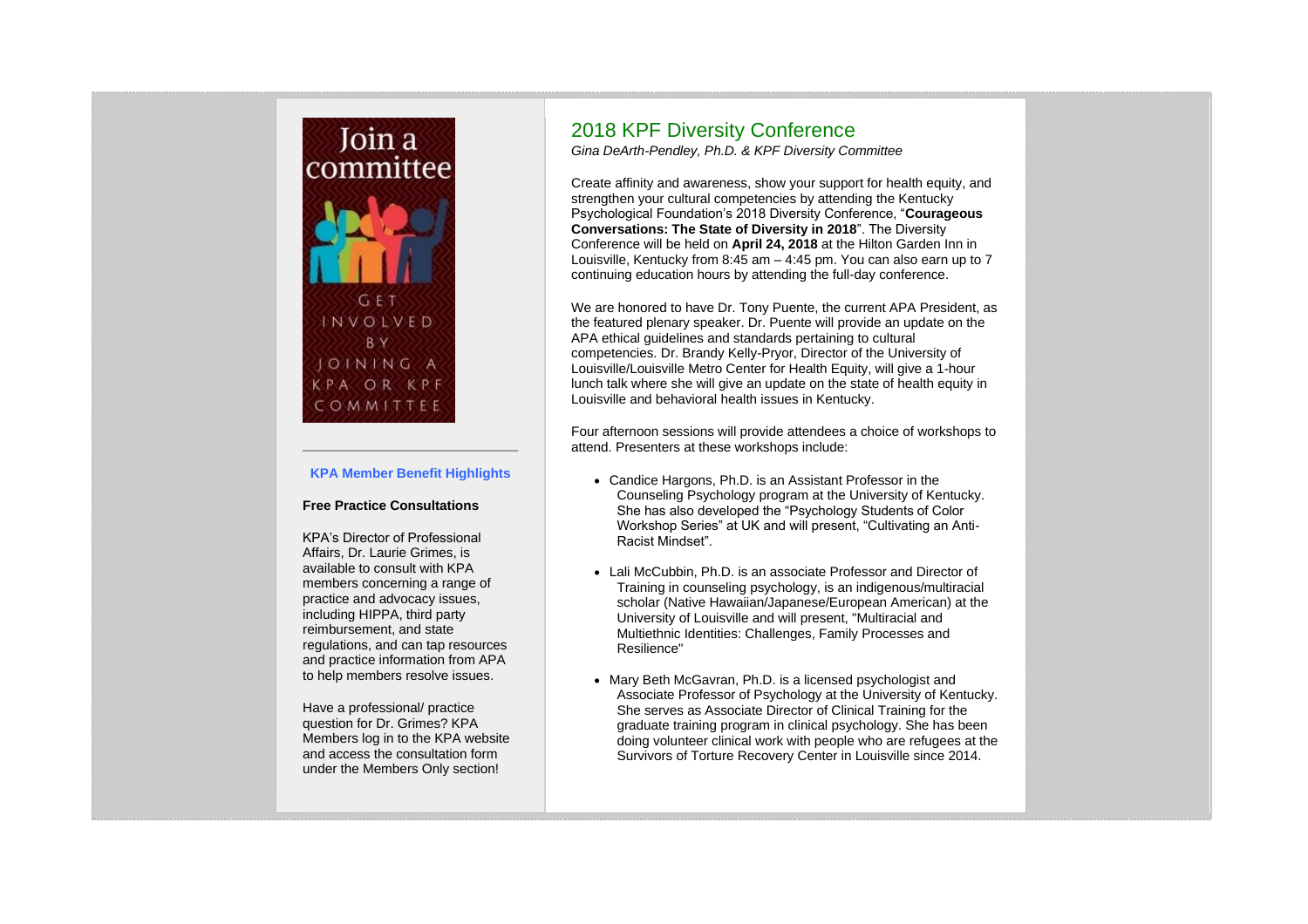Join a committee

GET INVOLVED BY JOINING A KPA OR KPF COMMITTEE

**KPA Member Benefit Highlights**

**Free Practice Consultations**

KPA's Director of Professional Affairs, Dr. Laurie Grimes, is available to consult with KPA members concerning a range of practice and advocacy issues, including HIPPA, third party reimbursement, and state regulations, and can tap resources and practice information from APA to help members resolve issues.

Have a professional/ practice question for Dr. Grimes? KPA Members log in to the KPA website and access the consultation form under the Members Only section!

## 2018 KPF Diversity Conference

*Gina DeArth-Pendley, Ph.D. & KPF Diversity Committee*

Create affinity and awareness, show your support for health equity, and strengthen your cultural competencies by attending the Kentucky Psychological Foundation's 2018 Diversity Conference, "**Courageous Conversations: The State of Diversity in 2018**". The Diversity Conference will be held on **April 24, 2018** at the Hilton Garden Inn in Louisville, Kentucky from 8:45 am – 4:45 pm. You can also earn up to 7 continuing education hours by attending the full-day conference.

We are honored to have Dr. Tony Puente, the current APA President, as the featured plenary speaker. Dr. Puente will provide an update on the APA ethical guidelines and standards pertaining to cultural competencies. Dr. Brandy Kelly-Pryor, Director of the University of Louisville/Louisville Metro Center for Health Equity, will give a 1-hour lunch talk where she will give an update on the state of health equity in Louisville and behavioral health issues in Kentucky.

Four afternoon sessions will provide attendees a choice of workshops to attend. Presenters at these workshops include:

- Candice Hargons, Ph.D. is an Assistant Professor in the Counseling Psychology program at the University of Kentucky. She has also developed the "Psychology Students of Color Workshop Series" at UK and will present, "Cultivating an Anti-Racist Mindset".
- Lali McCubbin, Ph.D. is an associate Professor and Director of Training in counseling psychology, is an indigenous/multiracial scholar (Native Hawaiian/Japanese/European American) at the University of Louisville and will present, "Multiracial and Multiethnic Identities: Challenges, Family Processes and Resilience"
- Mary Beth McGavran, Ph.D. is a licensed psychologist and Associate Professor of Psychology at the University of Kentucky. She serves as Associate Director of Clinical Training for the graduate training program in clinical psychology. She has been doing volunteer clinical work with people who are refugees at the Survivors of Torture Recovery Center in Louisville since 2014.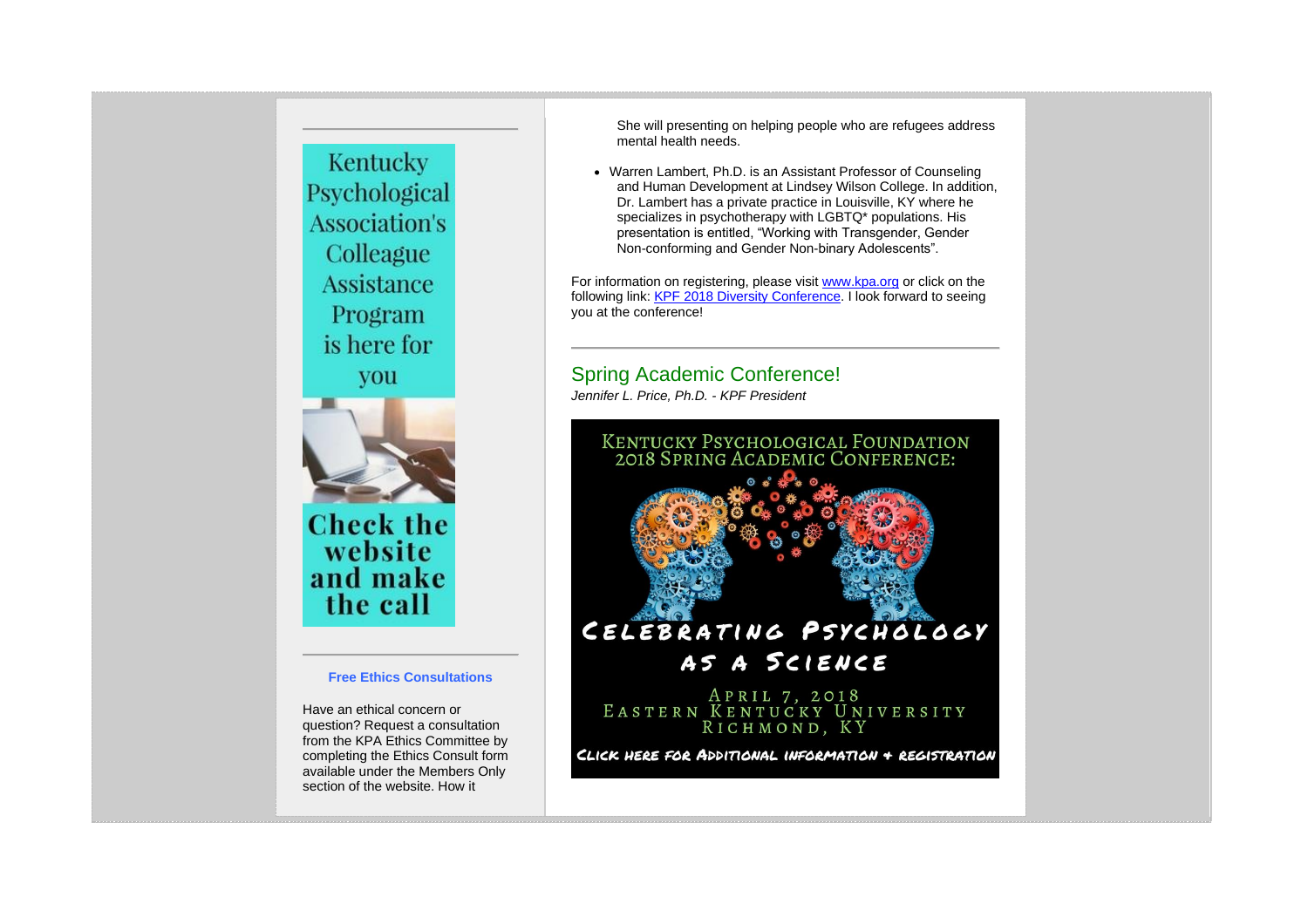Kentucky Psychological Association's Colleague Assistance Program is here for you

Check the website and make the call

**Free Ethics Consultations**

Have an ethical concern or question? Request a consultation from the KPA Ethics Committee by completing the Ethics Consult form available under the Members Only section of the website. How it

She will presenting on helping people who are refugees address mental health needs.

- Warren Lambert, Ph.D. is an Assistant Professor of Counseling and Human Development at Lindsey Wilson College. In addition, Dr. Lambert has a private practice in Louisville, KY where he specializes in psychotherapy with LGBTQ* populations. His presentation is entitled, "Working with Transgender, Gender Non-conforming and Gender Non-binary Adolescents".

For information on registering, please visit www.kpa.org or click on the following link: KPF 2018 Diversity Conference. I look forward to seeing you at the conference!

## Spring Academic Conference!

*Jennifer L. Price, Ph.D. - KPF President*

Kentucky Psychological Foundation 2018 Spring Academic Conference:

Celebrating Psychology as a Science

April 7, 2018
Eastern Kentucky University
Richmond, KY

Click here for Additional Information + Registration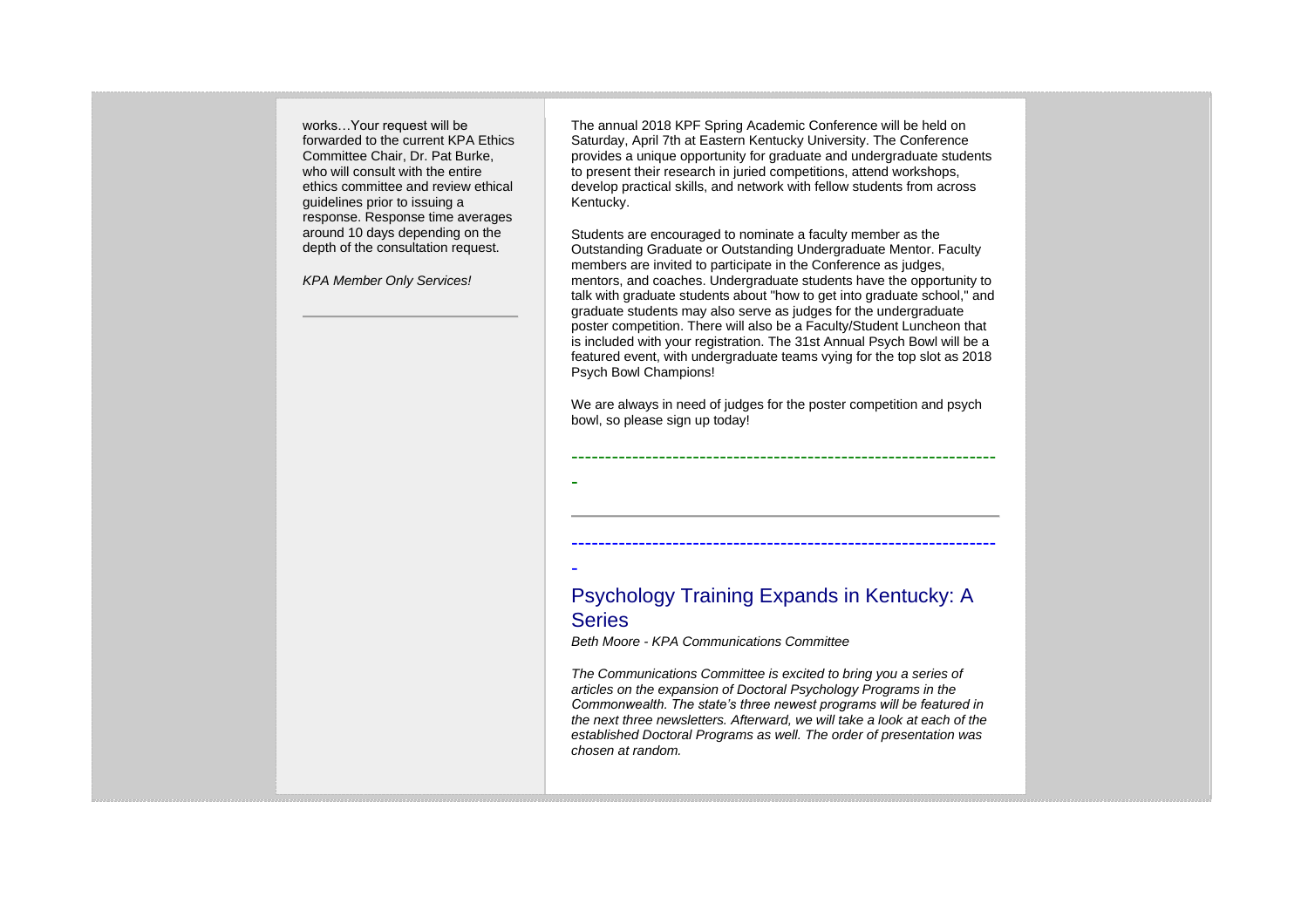works…Your request will be forwarded to the current KPA Ethics Committee Chair, Dr. Pat Burke, who will consult with the entire ethics committee and review ethical guidelines prior to issuing a response. Response time averages around 10 days depending on the depth of the consultation request.

*KPA Member Only Services!*

---

The annual 2018 KPF Spring Academic Conference will be held on Saturday, April 7th at Eastern Kentucky University. The Conference provides a unique opportunity for graduate and undergraduate students to present their research in juried competitions, attend workshops, develop practical skills, and network with fellow students from across Kentucky.

Students are encouraged to nominate a faculty member as the Outstanding Graduate or Outstanding Undergraduate Mentor. Faculty members are invited to participate in the Conference as judges, mentors, and coaches. Undergraduate students have the opportunity to talk with graduate students about "how to get into graduate school," and graduate students may also serve as judges for the undergraduate poster competition. There will also be a Faculty/Student Luncheon that is included with your registration. The 31st Annual Psych Bowl will be a featured event, with undergraduate teams vying for the top slot as 2018 Psych Bowl Champions!

We are always in need of judges for the poster competition and psych bowl, so please sign up today!

---

## Psychology Training Expands in Kentucky: A Series

*Beth Moore - KPA Communications Committee*

*The Communications Committee is excited to bring you a series of articles on the expansion of Doctoral Psychology Programs in the Commonwealth. The state's three newest programs will be featured in the next three newsletters. Afterward, we will take a look at each of the established Doctoral Programs as well. The order of presentation was chosen at random.*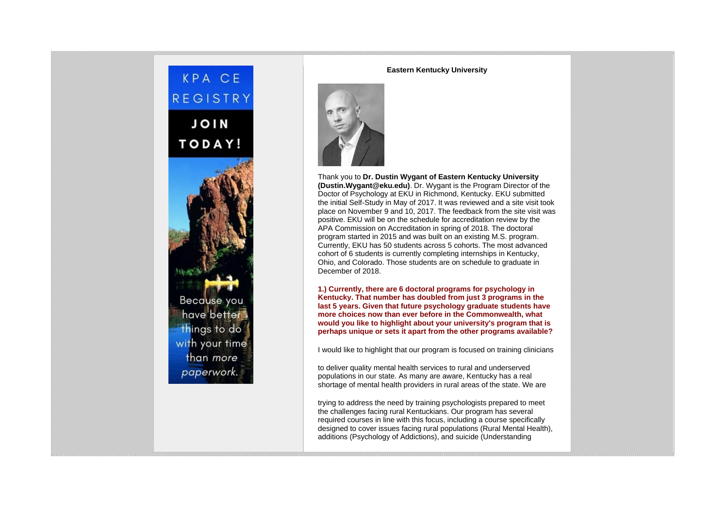KPA CE REGISTRY

JOIN TODAY!

Because you have better things to do with your time than *more paperwork*.

**Eastern Kentucky University**

Thank you to **Dr. Dustin Wygant of Eastern Kentucky University (Dustin.Wygant@eku.edu)**. Dr. Wygant is the Program Director of the Doctor of Psychology at EKU in Richmond, Kentucky. EKU submitted the initial Self-Study in May of 2017. It was reviewed and a site visit took place on November 9 and 10, 2017. The feedback from the site visit was positive. EKU will be on the schedule for accreditation review by the APA Commission on Accreditation in spring of 2018. The doctoral program started in 2015 and was built on an existing M.S. program. Currently, EKU has 50 students across 5 cohorts. The most advanced cohort of 6 students is currently completing internships in Kentucky, Ohio, and Colorado. Those students are on schedule to graduate in December of 2018.

**1.) Currently, there are 6 doctoral programs for psychology in Kentucky. That number has doubled from just 3 programs in the last 5 years. Given that future psychology graduate students have more choices now than ever before in the Commonwealth, what would you like to highlight about your university's program that is perhaps unique or sets it apart from the other programs available?**

I would like to highlight that our program is focused on training clinicians to deliver quality mental health services to rural and underserved populations in our state. As many are aware, Kentucky has a real shortage of mental health providers in rural areas of the state. We are trying to address the need by training psychologists prepared to meet the challenges facing rural Kentuckians. Our program has several required courses in line with this focus, including a course specifically designed to cover issues facing rural populations (Rural Mental Health), additions (Psychology of Addictions), and suicide (Understanding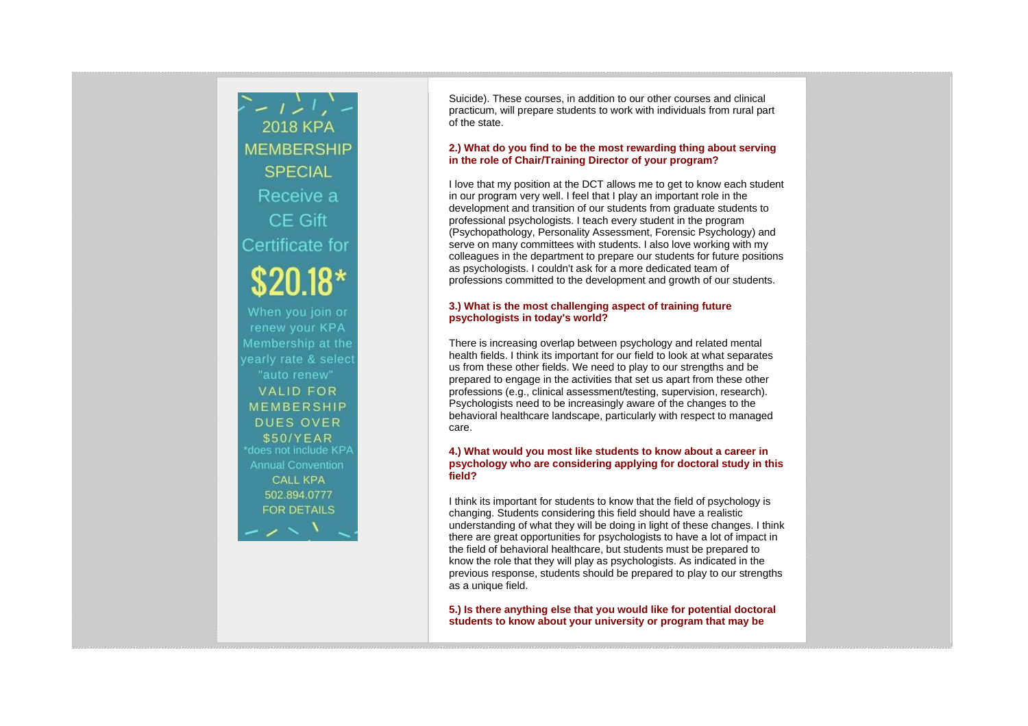2018 KPA MEMBERSHIP SPECIAL

Receive a CE Gift Certificate for

**$20.18***

When you join or renew your KPA Membership at the yearly rate & select "auto renew"

VALID FOR MEMBERSHIP DUES OVER $50/YEAR

*does not include KPA Annual Convention

CALL KPA 502.894.0777 FOR DETAILS

Suicide). These courses, in addition to our other courses and clinical practicum, will prepare students to work with individuals from rural part of the state.

**2.) What do you find to be the most rewarding thing about serving in the role of Chair/Training Director of your program?**

I love that my position at the DCT allows me to get to know each student in our program very well. I feel that I play an important role in the development and transition of our students from graduate students to professional psychologists. I teach every student in the program (Psychopathology, Personality Assessment, Forensic Psychology) and serve on many committees with students. I also love working with my colleagues in the department to prepare our students for future positions as psychologists. I couldn't ask for a more dedicated team of professions committed to the development and growth of our students.

**3.) What is the most challenging aspect of training future psychologists in today's world?**

There is increasing overlap between psychology and related mental health fields. I think its important for our field to look at what separates us from these other fields. We need to play to our strengths and be prepared to engage in the activities that set us apart from these other professions (e.g., clinical assessment/testing, supervision, research). Psychologists need to be increasingly aware of the changes to the behavioral healthcare landscape, particularly with respect to managed care.

**4.) What would you most like students to know about a career in psychology who are considering applying for doctoral study in this field?**

I think its important for students to know that the field of psychology is changing. Students considering this field should have a realistic understanding of what they will be doing in light of these changes. I think there are great opportunities for psychologists to have a lot of impact in the field of behavioral healthcare, but students must be prepared to know the role that they will play as psychologists. As indicated in the previous response, students should be prepared to play to our strengths as a unique field.

**5.) Is there anything else that you would like for potential doctoral students to know about your university or program that may be**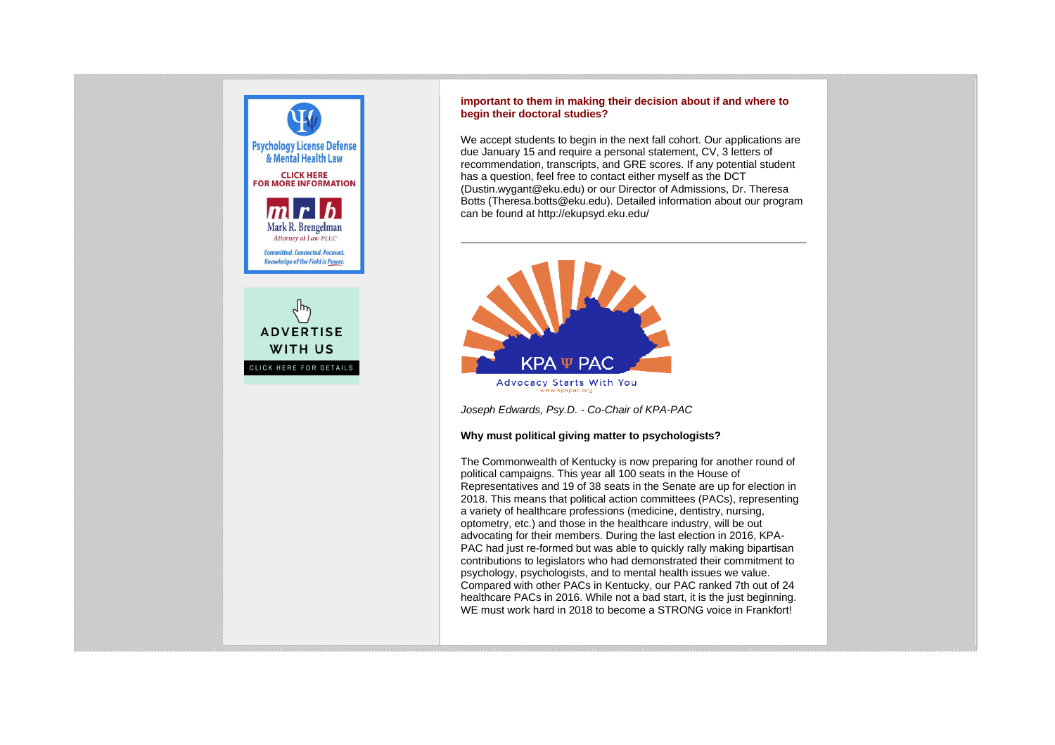**important to them in making their decision about if and where to begin their doctoral studies?**

We accept students to begin in the next fall cohort. Our applications are due January 15 and require a personal statement, CV, 3 letters of recommendation, transcripts, and GRE scores. If any potential student has a question, feel free to contact either myself as the DCT (Dustin.wygant@eku.edu) or our Director of Admissions, Dr. Theresa Botts (Theresa.botts@eku.edu). Detailed information about our program can be found at http://ekupsyd.eku.edu/

---

*Joseph Edwards, Psy.D. - Co-Chair of KPA-PAC*

**Why must political giving matter to psychologists?**

The Commonwealth of Kentucky is now preparing for another round of political campaigns. This year all 100 seats in the House of Representatives and 19 of 38 seats in the Senate are up for election in 2018. This means that political action committees (PACs), representing a variety of healthcare professions (medicine, dentistry, nursing, optometry, etc.) and those in the healthcare industry, will be out advocating for their members. During the last election in 2016, KPA-PAC had just re-formed but was able to quickly rally making bipartisan contributions to legislators who had demonstrated their commitment to psychology, psychologists, and to mental health issues we value. Compared with other PACs in Kentucky, our PAC ranked 7th out of 24 healthcare PACs in 2016. While not a bad start, it is the just beginning. WE must work hard in 2018 to become a STRONG voice in Frankfort!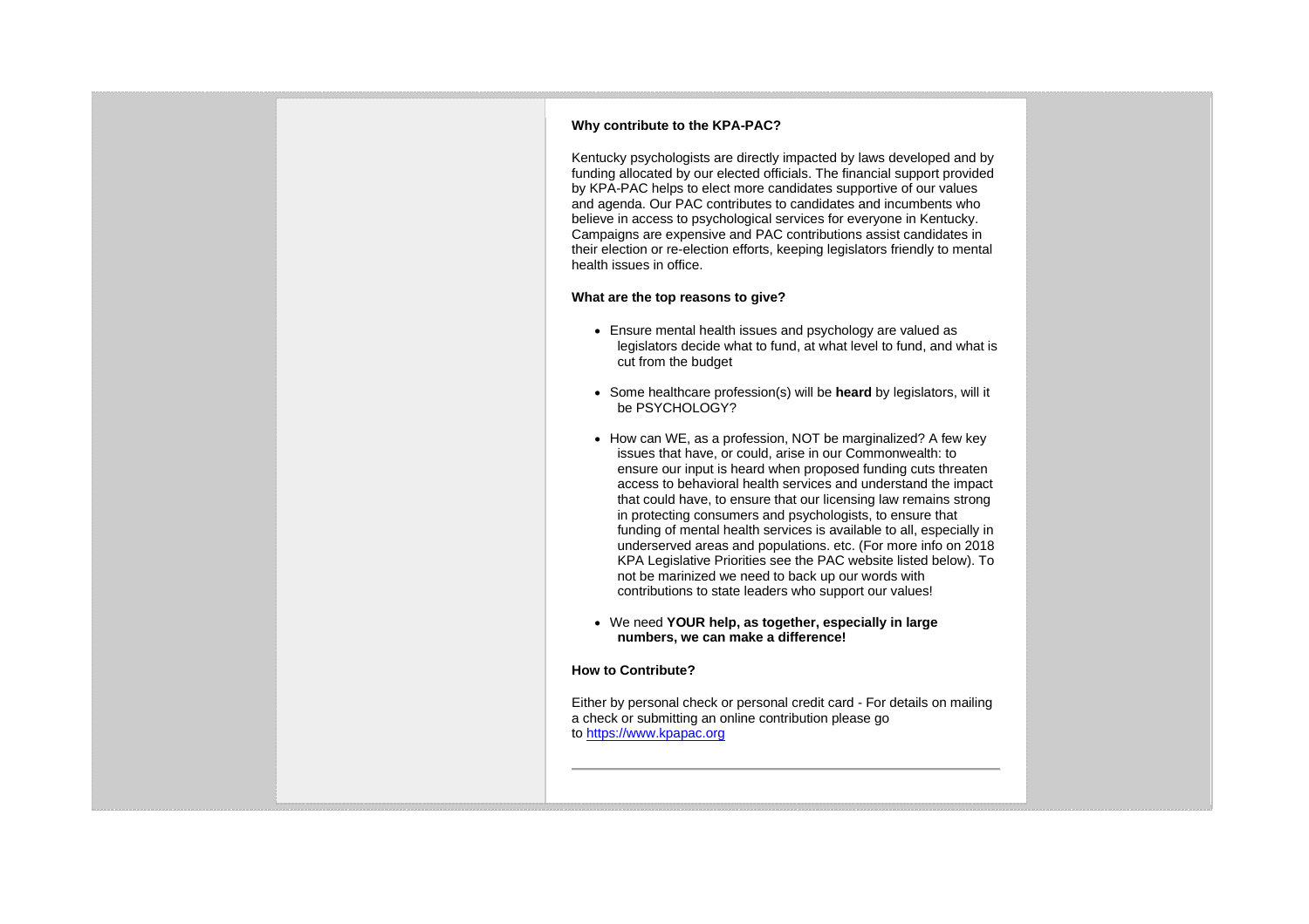**Why contribute to the KPA-PAC?**

Kentucky psychologists are directly impacted by laws developed and by funding allocated by our elected officials. The financial support provided by KPA-PAC helps to elect more candidates supportive of our values and agenda. Our PAC contributes to candidates and incumbents who believe in access to psychological services for everyone in Kentucky. Campaigns are expensive and PAC contributions assist candidates in their election or re-election efforts, keeping legislators friendly to mental health issues in office.

**What are the top reasons to give?**

- Ensure mental health issues and psychology are valued as legislators decide what to fund, at what level to fund, and what is cut from the budget
- Some healthcare profession(s) will be **heard** by legislators, will it be PSYCHOLOGY?
- How can WE, as a profession, NOT be marginalized? A few key issues that have, or could, arise in our Commonwealth: to ensure our input is heard when proposed funding cuts threaten access to behavioral health services and understand the impact that could have, to ensure that our licensing law remains strong in protecting consumers and psychologists, to ensure that funding of mental health services is available to all, especially in underserved areas and populations. etc. (For more info on 2018 KPA Legislative Priorities see the PAC website listed below). To not be marinized we need to back up our words with contributions to state leaders who support our values!
- We need **YOUR help, as together, especially in large numbers, we can make a difference!**

**How to Contribute?**

Either by personal check or personal credit card - For details on mailing a check or submitting an online contribution please go to [https://www.kpapac.org](https://www.kpapac.org)

---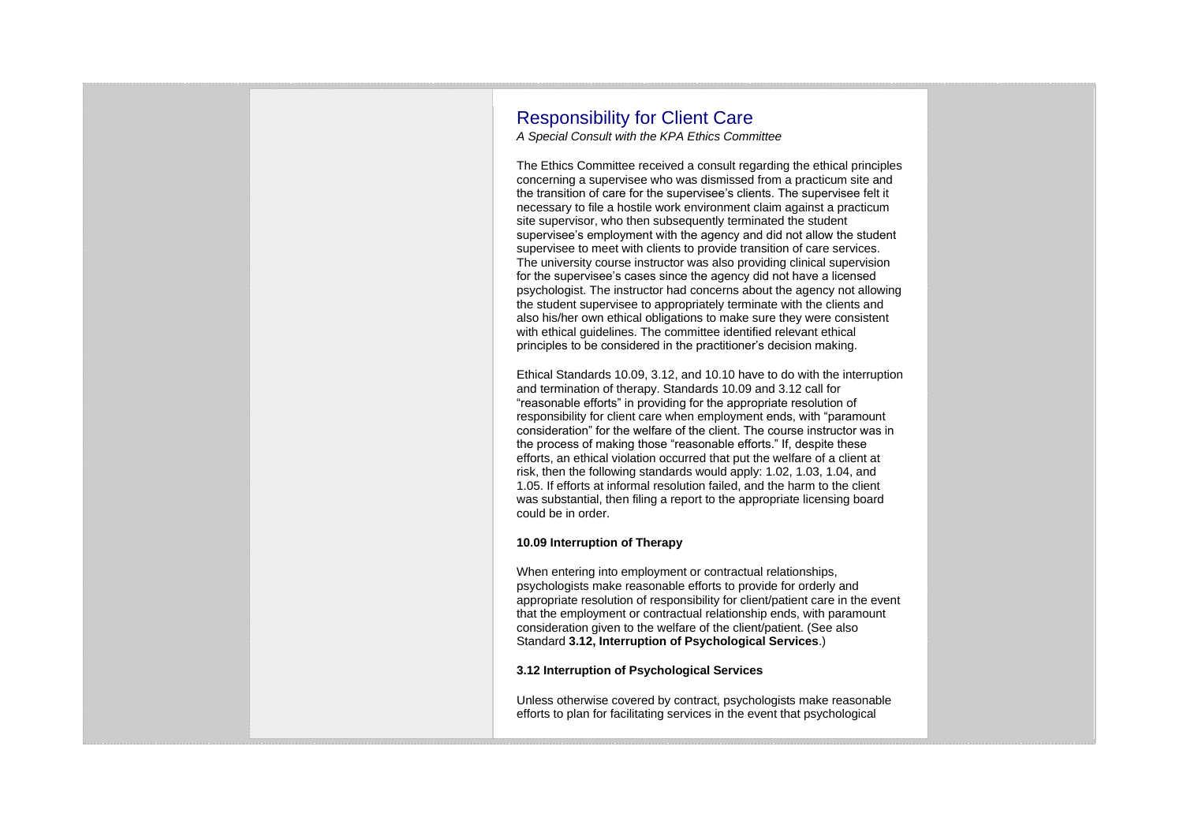## Responsibility for Client Care

*A Special Consult with the KPA Ethics Committee*

The Ethics Committee received a consult regarding the ethical principles concerning a supervisee who was dismissed from a practicum site and the transition of care for the supervisee's clients. The supervisee felt it necessary to file a hostile work environment claim against a practicum site supervisor, who then subsequently terminated the student supervisee's employment with the agency and did not allow the student supervisee to meet with clients to provide transition of care services. The university course instructor was also providing clinical supervision for the supervisee's cases since the agency did not have a licensed psychologist. The instructor had concerns about the agency not allowing the student supervisee to appropriately terminate with the clients and also his/her own ethical obligations to make sure they were consistent with ethical guidelines. The committee identified relevant ethical principles to be considered in the practitioner's decision making.

Ethical Standards 10.09, 3.12, and 10.10 have to do with the interruption and termination of therapy. Standards 10.09 and 3.12 call for "reasonable efforts" in providing for the appropriate resolution of responsibility for client care when employment ends, with "paramount consideration" for the welfare of the client. The course instructor was in the process of making those "reasonable efforts." If, despite these efforts, an ethical violation occurred that put the welfare of a client at risk, then the following standards would apply: 1.02, 1.03, 1.04, and 1.05. If efforts at informal resolution failed, and the harm to the client was substantial, then filing a report to the appropriate licensing board could be in order.

**10.09 Interruption of Therapy**

When entering into employment or contractual relationships, psychologists make reasonable efforts to provide for orderly and appropriate resolution of responsibility for client/patient care in the event that the employment or contractual relationship ends, with paramount consideration given to the welfare of the client/patient. (See also Standard **3.12, Interruption of Psychological Services**.)

**3.12 Interruption of Psychological Services**

Unless otherwise covered by contract, psychologists make reasonable efforts to plan for facilitating services in the event that psychological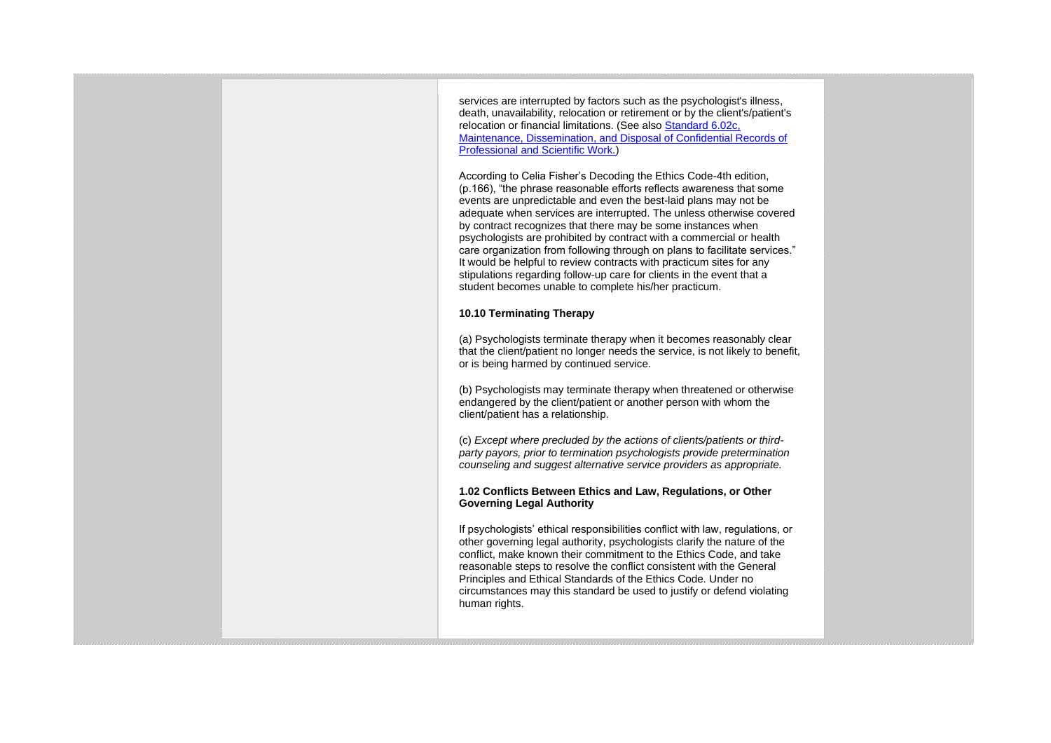services are interrupted by factors such as the psychologist's illness, death, unavailability, relocation or retirement or by the client's/patient's relocation or financial limitations. (See also [Standard 6.02c, Maintenance, Dissemination, and Disposal of Confidential Records of Professional and Scientific Work.])

According to Celia Fisher's Decoding the Ethics Code-4th edition, (p.166), "the phrase reasonable efforts reflects awareness that some events are unpredictable and even the best-laid plans may not be adequate when services are interrupted. The unless otherwise covered by contract recognizes that there may be some instances when psychologists are prohibited by contract with a commercial or health care organization from following through on plans to facilitate services." It would be helpful to review contracts with practicum sites for any stipulations regarding follow-up care for clients in the event that a student becomes unable to complete his/her practicum.

**10.10 Terminating Therapy**

(a) Psychologists terminate therapy when it becomes reasonably clear that the client/patient no longer needs the service, is not likely to benefit, or is being harmed by continued service.

(b) Psychologists may terminate therapy when threatened or otherwise endangered by the client/patient or another person with whom the client/patient has a relationship.

(c) *Except where precluded by the actions of clients/patients or third-party payors, prior to termination psychologists provide pretermination counseling and suggest alternative service providers as appropriate.*

**1.02 Conflicts Between Ethics and Law, Regulations, or Other Governing Legal Authority**

If psychologists' ethical responsibilities conflict with law, regulations, or other governing legal authority, psychologists clarify the nature of the conflict, make known their commitment to the Ethics Code, and take reasonable steps to resolve the conflict consistent with the General Principles and Ethical Standards of the Ethics Code. Under no circumstances may this standard be used to justify or defend violating human rights.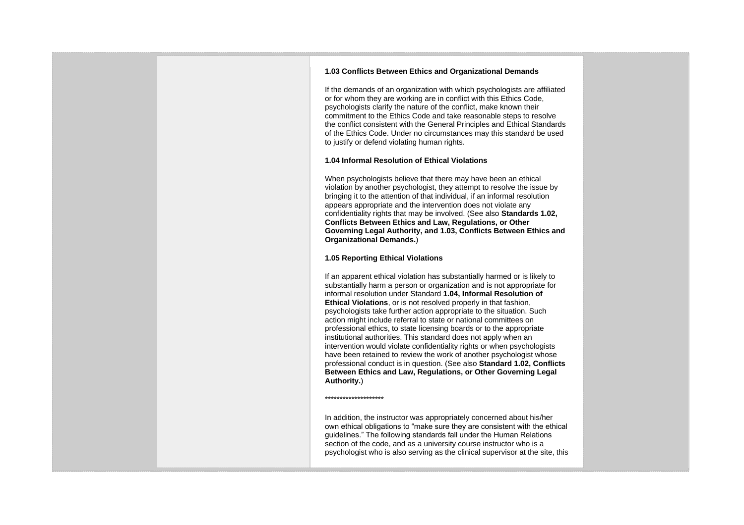**1.03 Conflicts Between Ethics and Organizational Demands**

If the demands of an organization with which psychologists are affiliated or for whom they are working are in conflict with this Ethics Code, psychologists clarify the nature of the conflict, make known their commitment to the Ethics Code and take reasonable steps to resolve the conflict consistent with the General Principles and Ethical Standards of the Ethics Code. Under no circumstances may this standard be used to justify or defend violating human rights.

**1.04 Informal Resolution of Ethical Violations**

When psychologists believe that there may have been an ethical violation by another psychologist, they attempt to resolve the issue by bringing it to the attention of that individual, if an informal resolution appears appropriate and the intervention does not violate any confidentiality rights that may be involved. (See also **Standards 1.02, Conflicts Between Ethics and Law, Regulations, or Other Governing Legal Authority, and 1.03, Conflicts Between Ethics and Organizational Demands.**)

**1.05 Reporting Ethical Violations**

If an apparent ethical violation has substantially harmed or is likely to substantially harm a person or organization and is not appropriate for informal resolution under Standard **1.04, Informal Resolution of Ethical Violations**, or is not resolved properly in that fashion, psychologists take further action appropriate to the situation. Such action might include referral to state or national committees on professional ethics, to state licensing boards or to the appropriate institutional authorities. This standard does not apply when an intervention would violate confidentiality rights or when psychologists have been retained to review the work of another psychologist whose professional conduct is in question. (See also **Standard 1.02, Conflicts Between Ethics and Law, Regulations, or Other Governing Legal Authority.**)

********************

In addition, the instructor was appropriately concerned about his/her own ethical obligations to "make sure they are consistent with the ethical guidelines." The following standards fall under the Human Relations section of the code, and as a university course instructor who is a psychologist who is also serving as the clinical supervisor at the site, this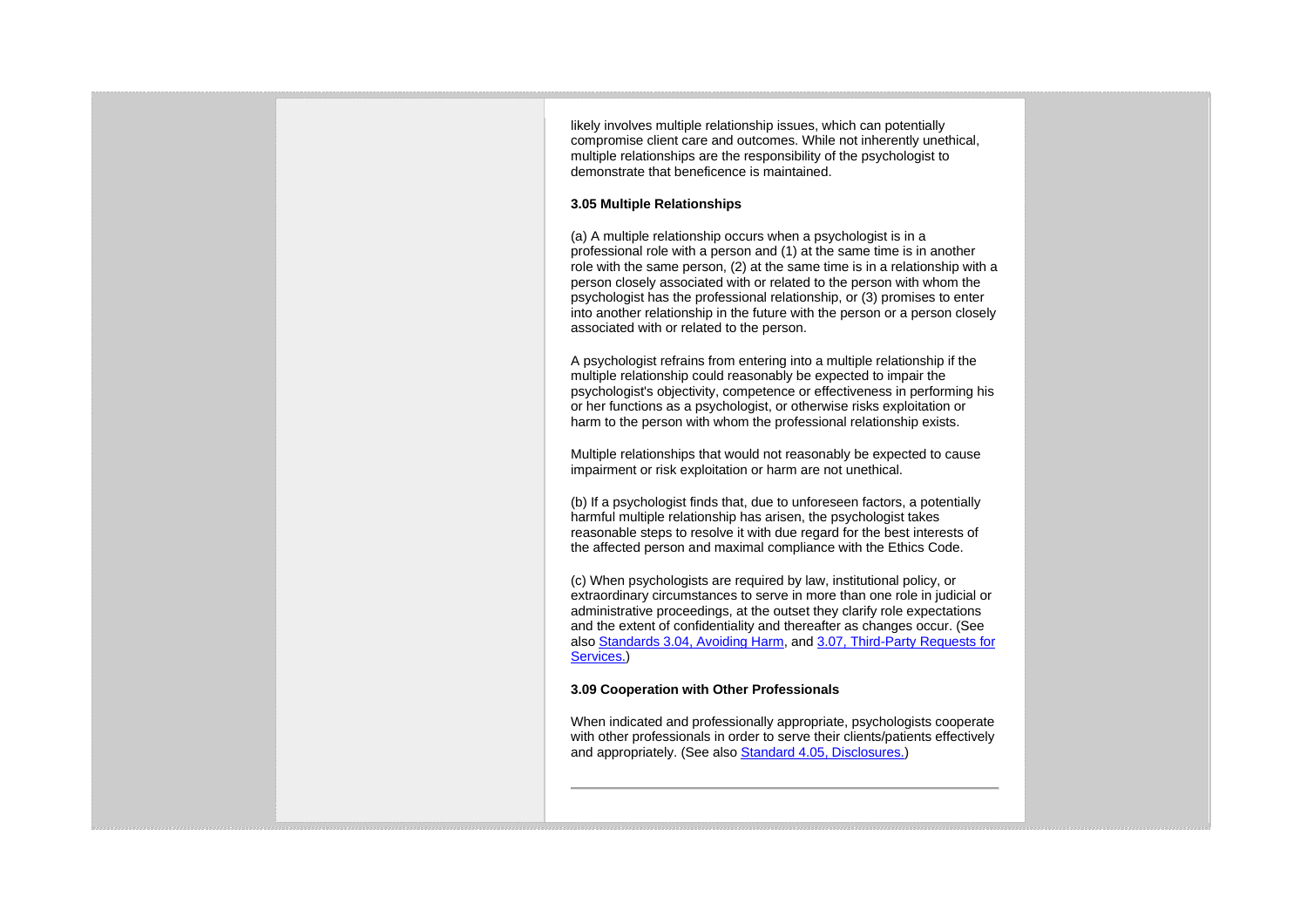likely involves multiple relationship issues, which can potentially compromise client care and outcomes. While not inherently unethical, multiple relationships are the responsibility of the psychologist to demonstrate that beneficence is maintained.

**3.05 Multiple Relationships**

(a) A multiple relationship occurs when a psychologist is in a professional role with a person and (1) at the same time is in another role with the same person, (2) at the same time is in a relationship with a person closely associated with or related to the person with whom the psychologist has the professional relationship, or (3) promises to enter into another relationship in the future with the person or a person closely associated with or related to the person.

A psychologist refrains from entering into a multiple relationship if the multiple relationship could reasonably be expected to impair the psychologist's objectivity, competence or effectiveness in performing his or her functions as a psychologist, or otherwise risks exploitation or harm to the person with whom the professional relationship exists.

Multiple relationships that would not reasonably be expected to cause impairment or risk exploitation or harm are not unethical.

(b) If a psychologist finds that, due to unforeseen factors, a potentially harmful multiple relationship has arisen, the psychologist takes reasonable steps to resolve it with due regard for the best interests of the affected person and maximal compliance with the Ethics Code.

(c) When psychologists are required by law, institutional policy, or extraordinary circumstances to serve in more than one role in judicial or administrative proceedings, at the outset they clarify role expectations and the extent of confidentiality and thereafter as changes occur. (See also Standards 3.04, Avoiding Harm, and 3.07, Third-Party Requests for Services.)

**3.09 Cooperation with Other Professionals**

When indicated and professionally appropriate, psychologists cooperate with other professionals in order to serve their clients/patients effectively and appropriately. (See also Standard 4.05, Disclosures.)

---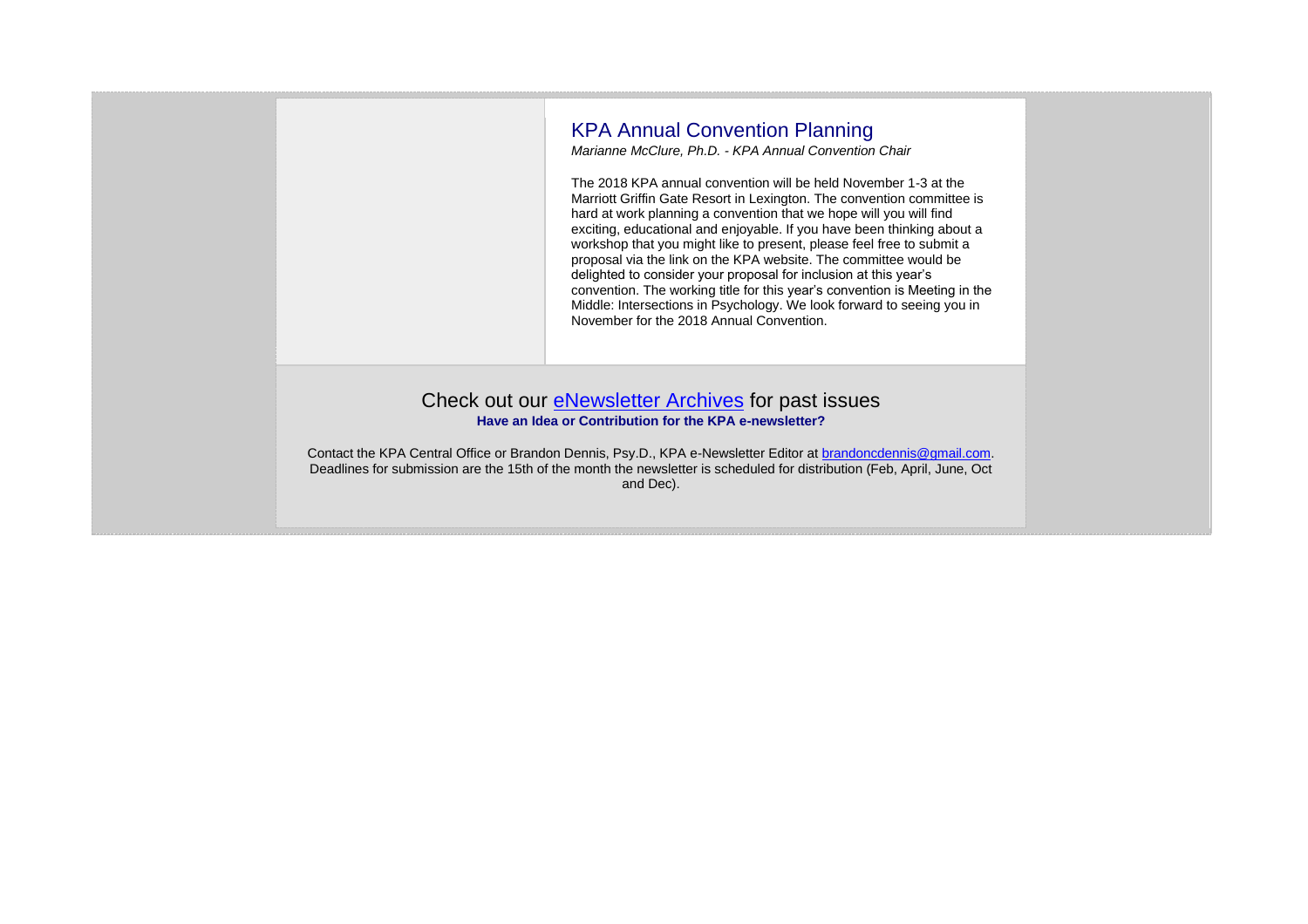## KPA Annual Convention Planning

*Marianne McClure, Ph.D. - KPA Annual Convention Chair*

The 2018 KPA annual convention will be held November 1-3 at the Marriott Griffin Gate Resort in Lexington. The convention committee is hard at work planning a convention that we hope will you will find exciting, educational and enjoyable. If you have been thinking about a workshop that you might like to present, please feel free to submit a proposal via the link on the KPA website. The committee would be delighted to consider your proposal for inclusion at this year's convention. The working title for this year's convention is Meeting in the Middle: Intersections in Psychology. We look forward to seeing you in November for the 2018 Annual Convention.

Check out our eNewsletter Archives for past issues

**Have an Idea or Contribution for the KPA e-newsletter?**

Contact the KPA Central Office or Brandon Dennis, Psy.D., KPA e-Newsletter Editor at brandoncdennis@gmail.com. Deadlines for submission are the 15th of the month the newsletter is scheduled for distribution (Feb, April, June, Oct and Dec).